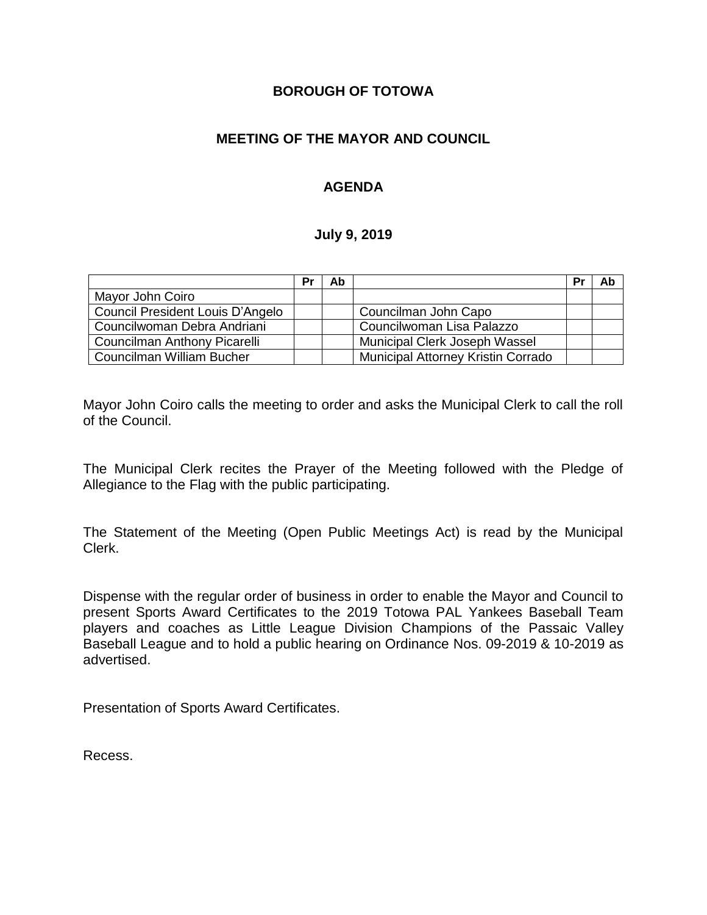**BOROUGH OF TOTOWA**

**MEETING OF THE MAYOR AND COUNCIL**

**AGENDA**

**July 9, 2019**

| | Pr | Ab | | Pr | Ab |
|---|---|---|---|---|---|
| Mayor John Coiro | | | | | |
| Council President Louis D'Angelo | | | Councilman John Capo | | |
| Councilwoman Debra Andriani | | | Councilwoman Lisa Palazzo | | |
| Councilman Anthony Picarelli | | | Municipal Clerk Joseph Wassel | | |
| Councilman William Bucher | | | Municipal Attorney Kristin Corrado | | |

Mayor John Coiro calls the meeting to order and asks the Municipal Clerk to call the roll of the Council.

The Municipal Clerk recites the Prayer of the Meeting followed with the Pledge of Allegiance to the Flag with the public participating.

The Statement of the Meeting (Open Public Meetings Act) is read by the Municipal Clerk.

Dispense with the regular order of business in order to enable the Mayor and Council to present Sports Award Certificates to the 2019 Totowa PAL Yankees Baseball Team players and coaches as Little League Division Champions of the Passaic Valley Baseball League and to hold a public hearing on Ordinance Nos. 09-2019 & 10-2019 as advertised.

Presentation of Sports Award Certificates.

Recess.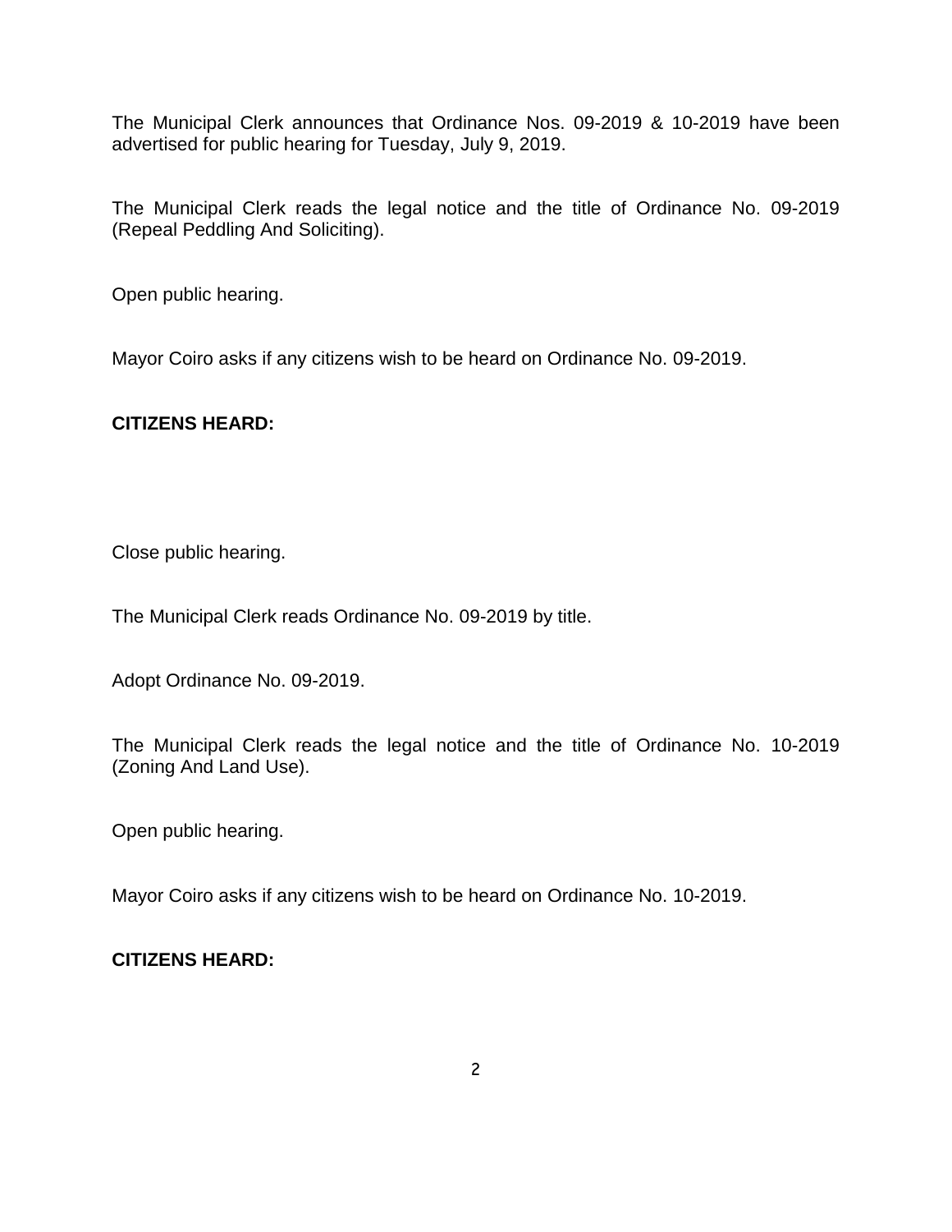The Municipal Clerk announces that Ordinance Nos. 09-2019 & 10-2019 have been advertised for public hearing for Tuesday, July 9, 2019.

The Municipal Clerk reads the legal notice and the title of Ordinance No. 09-2019 (Repeal Peddling And Soliciting).

Open public hearing.

Mayor Coiro asks if any citizens wish to be heard on Ordinance No. 09-2019.

**CITIZENS HEARD:**

Close public hearing.

The Municipal Clerk reads Ordinance No. 09-2019 by title.

Adopt Ordinance No. 09-2019.

The Municipal Clerk reads the legal notice and the title of Ordinance No. 10-2019 (Zoning And Land Use).

Open public hearing.

Mayor Coiro asks if any citizens wish to be heard on Ordinance No. 10-2019.

**CITIZENS HEARD:**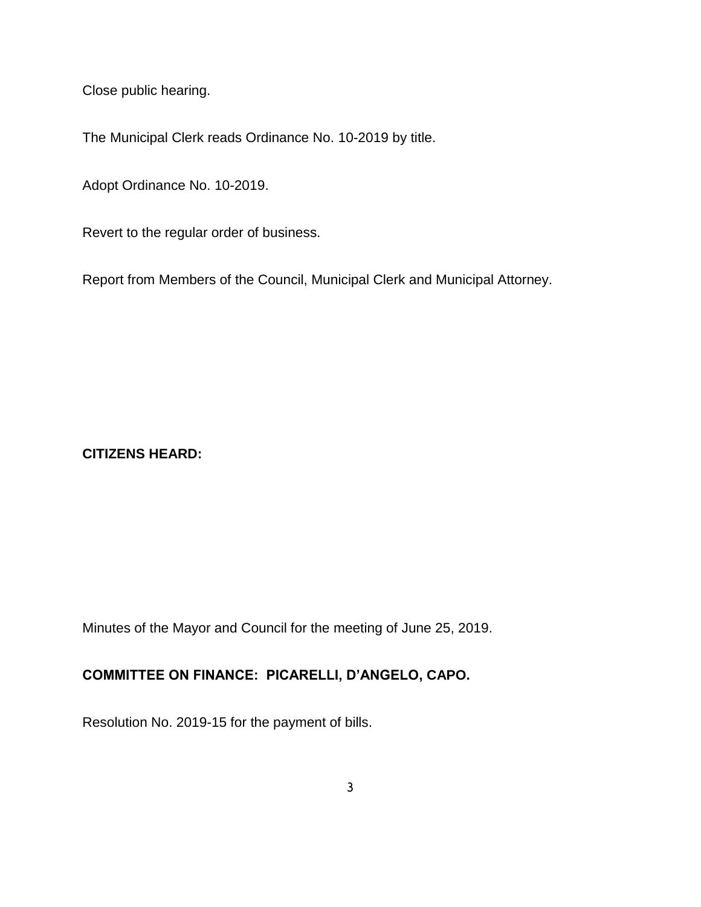Close public hearing.

The Municipal Clerk reads Ordinance No. 10-2019 by title.

Adopt Ordinance No. 10-2019.

Revert to the regular order of business.

Report from Members of the Council, Municipal Clerk and Municipal Attorney.

**CITIZENS HEARD:**

Minutes of the Mayor and Council for the meeting of June 25, 2019.

**COMMITTEE ON FINANCE: PICARELLI, D'ANGELO, CAPO.**

Resolution No. 2019-15 for the payment of bills.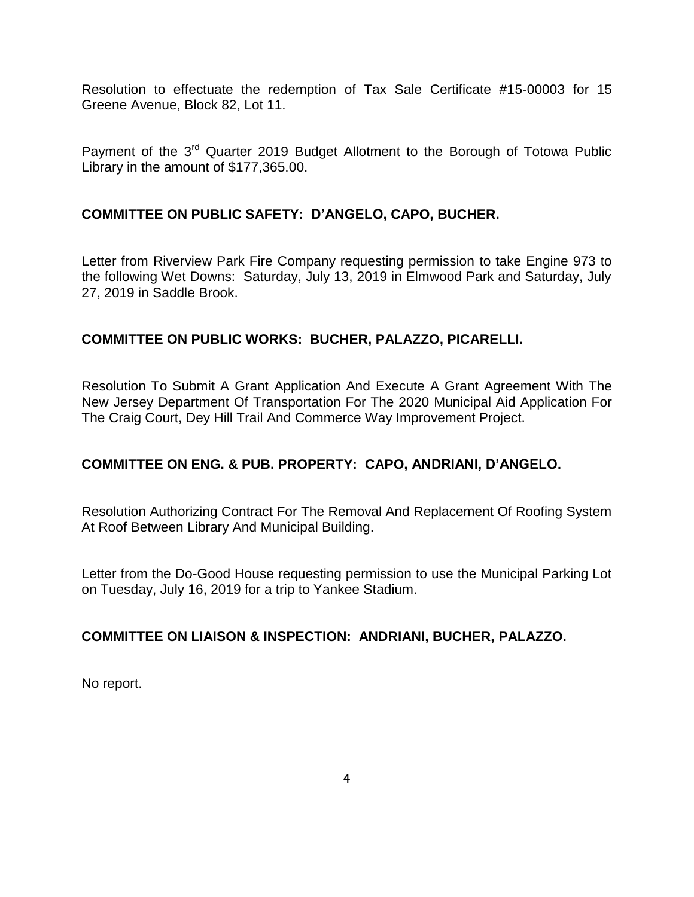Resolution to effectuate the redemption of Tax Sale Certificate #15-00003 for 15 Greene Avenue, Block 82, Lot 11.

Payment of the 3rd Quarter 2019 Budget Allotment to the Borough of Totowa Public Library in the amount of $177,365.00.

**COMMITTEE ON PUBLIC SAFETY: D'ANGELO, CAPO, BUCHER.**

Letter from Riverview Park Fire Company requesting permission to take Engine 973 to the following Wet Downs: Saturday, July 13, 2019 in Elmwood Park and Saturday, July 27, 2019 in Saddle Brook.

**COMMITTEE ON PUBLIC WORKS: BUCHER, PALAZZO, PICARELLI.**

Resolution To Submit A Grant Application And Execute A Grant Agreement With The New Jersey Department Of Transportation For The 2020 Municipal Aid Application For The Craig Court, Dey Hill Trail And Commerce Way Improvement Project.

**COMMITTEE ON ENG. & PUB. PROPERTY: CAPO, ANDRIANI, D'ANGELO.**

Resolution Authorizing Contract For The Removal And Replacement Of Roofing System At Roof Between Library And Municipal Building.

Letter from the Do-Good House requesting permission to use the Municipal Parking Lot on Tuesday, July 16, 2019 for a trip to Yankee Stadium.

**COMMITTEE ON LIAISON & INSPECTION: ANDRIANI, BUCHER, PALAZZO.**

No report.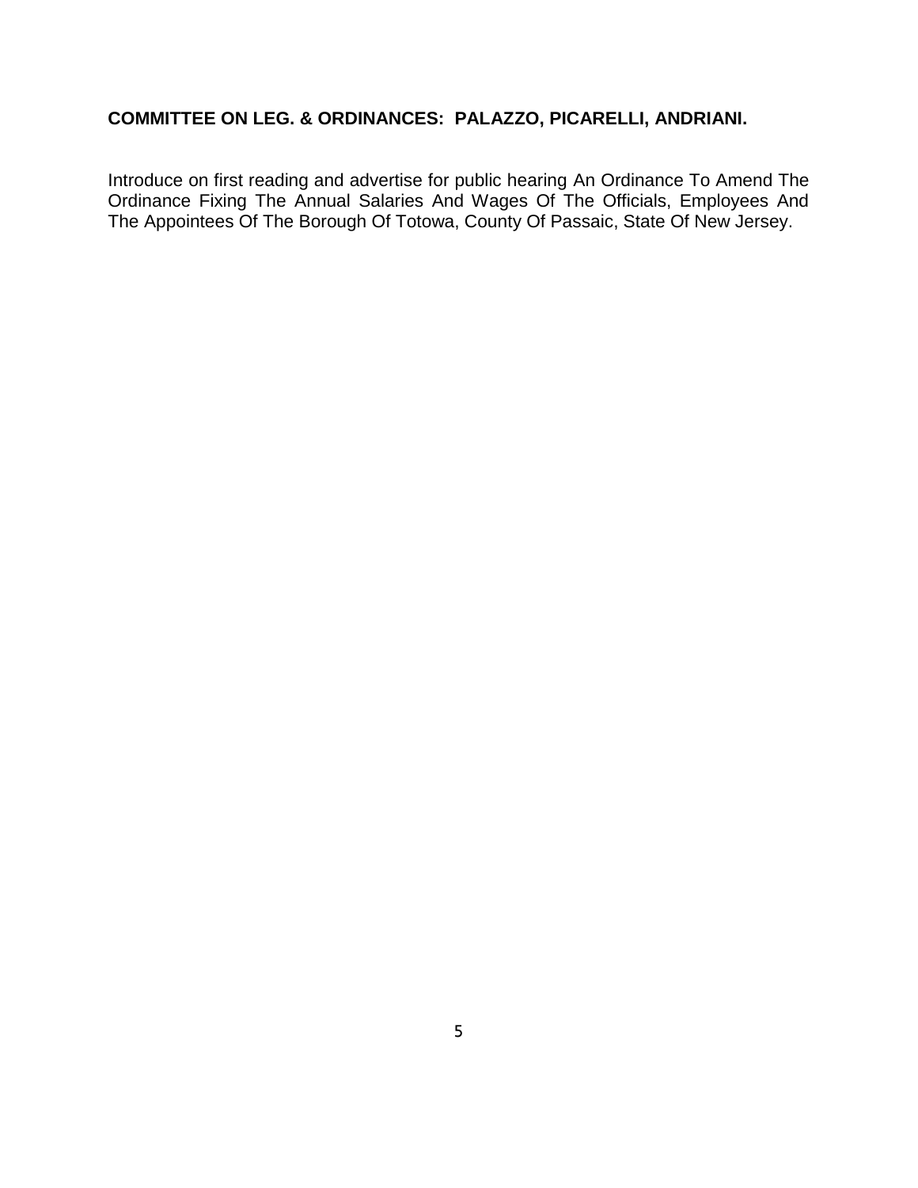**COMMITTEE ON LEG. & ORDINANCES: PALAZZO, PICARELLI, ANDRIANI.**

Introduce on first reading and advertise for public hearing An Ordinance To Amend The Ordinance Fixing The Annual Salaries And Wages Of The Officials, Employees And The Appointees Of The Borough Of Totowa, County Of Passaic, State Of New Jersey.